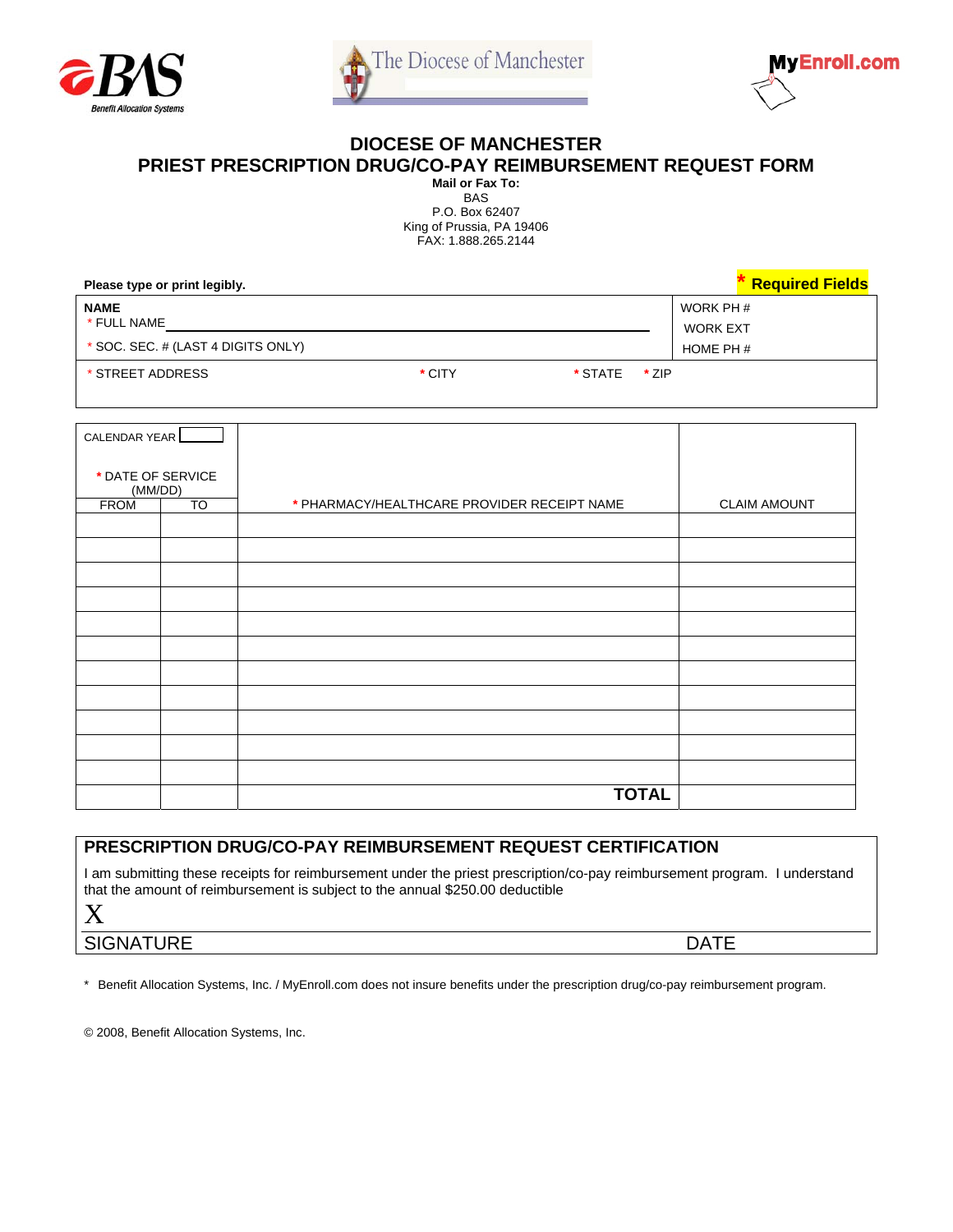# DIOCESE OF MANCHESTER

## PRIEST PRESCRIPTION DRUG/CO-PAY REIMBURSEMENT REQUEST FORM

**Mail or Fax To:**
BAS
P.O. Box 62407
King of Prussia, PA 19406
FAX: 1.888.265.2144

**Please type or print legibly.** **\* Required Fields**

| NAME | |
|---|---|
| \* FULL NAME | WORK PH # |
| | WORK EXT |
| \* SOC. SEC. # (LAST 4 DIGITS ONLY) | HOME PH # |
| \* STREET ADDRESS &nbsp;&nbsp; \* CITY &nbsp;&nbsp; \* STATE &nbsp;&nbsp; \* ZIP | |

| CALENDAR YEAR \_\_\_\_ \* DATE OF SERVICE (MM/DD) FROM | TO | \* PHARMACY/HEALTHCARE PROVIDER RECEIPT NAME | CLAIM AMOUNT |
|---|---|---|---|
| | | | |
| | | | |
| | | | |
| | | | |
| | | | |
| | | | |
| | | | |
| | | | |
| | | | |
| | | | |
| | | | |
| | | **TOTAL** | |

### PRESCRIPTION DRUG/CO-PAY REIMBURSEMENT REQUEST CERTIFICATION

I am submitting these receipts for reimbursement under the priest prescription/co-pay reimbursement program. I understand that the amount of reimbursement is subject to the annual $250.00 deductible

X

SIGNATURE &nbsp;&nbsp;&nbsp;&nbsp;&nbsp;&nbsp;&nbsp;&nbsp; DATE

\* Benefit Allocation Systems, Inc. / MyEnroll.com does not insure benefits under the prescription drug/co-pay reimbursement program.

© 2008, Benefit Allocation Systems, Inc.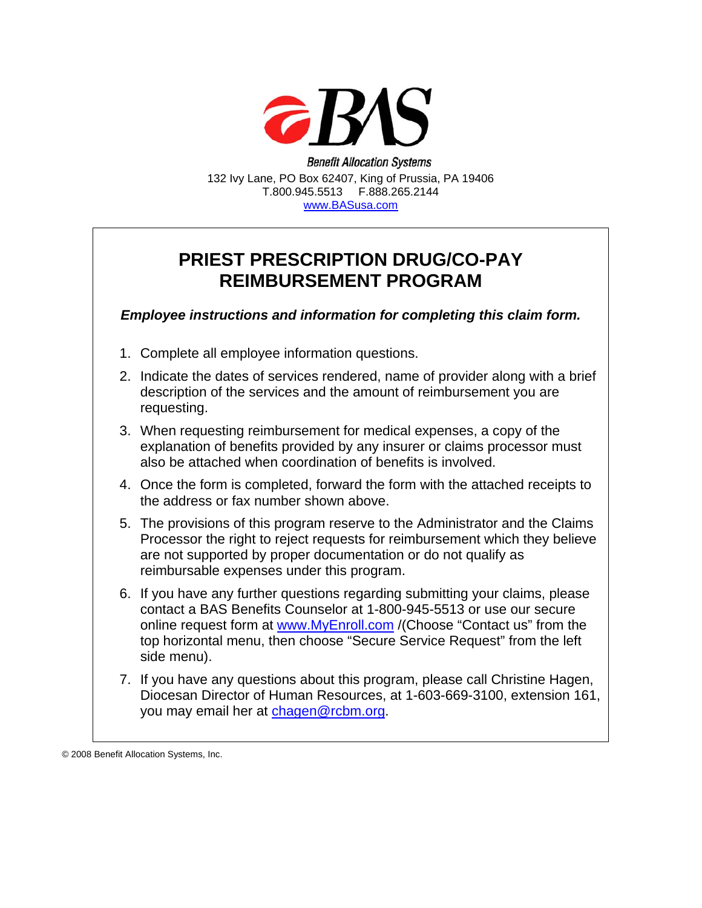BAS

Benefit Allocation Systems

132 Ivy Lane, PO Box 62407, King of Prussia, PA 19406
T.800.945.5513    F.888.265.2144
www.BASusa.com

# PRIEST PRESCRIPTION DRUG/CO-PAY REIMBURSEMENT PROGRAM

***Employee instructions and information for completing this claim form.***

1. Complete all employee information questions.
2. Indicate the dates of services rendered, name of provider along with a brief description of the services and the amount of reimbursement you are requesting.
3. When requesting reimbursement for medical expenses, a copy of the explanation of benefits provided by any insurer or claims processor must also be attached when coordination of benefits is involved.
4. Once the form is completed, forward the form with the attached receipts to the address or fax number shown above.
5. The provisions of this program reserve to the Administrator and the Claims Processor the right to reject requests for reimbursement which they believe are not supported by proper documentation or do not qualify as reimbursable expenses under this program.
6. If you have any further questions regarding submitting your claims, please contact a BAS Benefits Counselor at 1-800-945-5513 or use our secure online request form at www.MyEnroll.com /(Choose "Contact us" from the top horizontal menu, then choose "Secure Service Request" from the left side menu).
7. If you have any questions about this program, please call Christine Hagen, Diocesan Director of Human Resources, at 1-603-669-3100, extension 161, you may email her at chagen@rcbm.org.

© 2008 Benefit Allocation Systems, Inc.